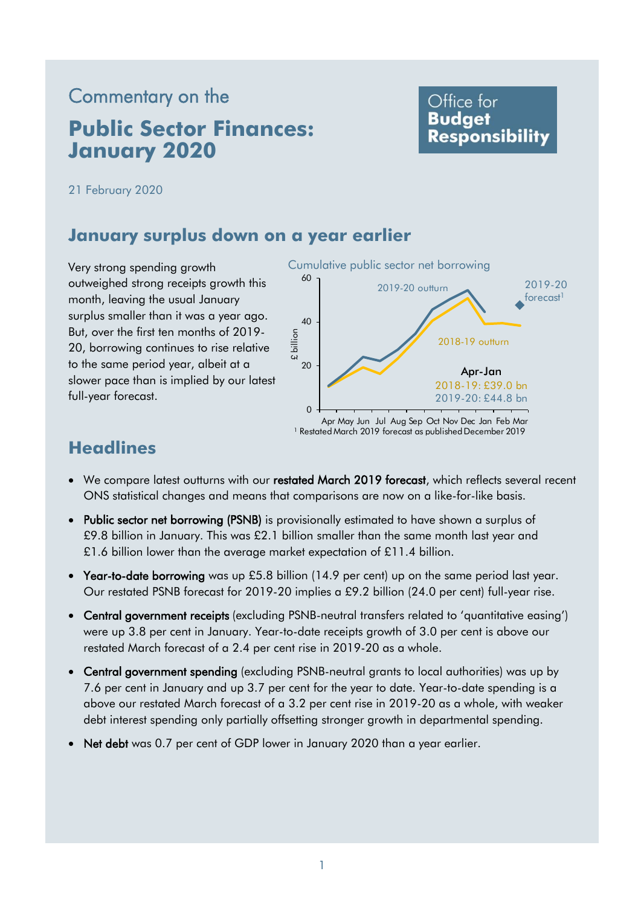Commentary on the

# Public Sector Finances: January 2020

Office for **Budget Responsibility**

21 February 2020

## January surplus down on a year earlier

Very strong spending growth outweighed strong receipts growth this month, leaving the usual January surplus smaller than it was a year ago. But, over the first ten months of 2019-20, borrowing continues to rise relative to the same period year, albeit at a slower pace than is implied by our latest full-year forecast.

Cumulative public sector net borrowing

Apr-Jan
2018-19: £39.0 bn
2019-20: £44.8 bn

[1] Restated March 2019 forecast as published December 2019

## Headlines

- We compare latest outturns with our **restated March 2019 forecast**, which reflects several recent ONS statistical changes and means that comparisons are now on a like-for-like basis.
- **Public sector net borrowing (PSNB)** is provisionally estimated to have shown a surplus of £9.8 billion in January. This was £2.1 billion smaller than the same month last year and £1.6 billion lower than the average market expectation of £11.4 billion.
- **Year-to-date borrowing** was up £5.8 billion (14.9 per cent) up on the same period last year. Our restated PSNB forecast for 2019-20 implies a £9.2 billion (24.0 per cent) full-year rise.
- **Central government receipts** (excluding PSNB-neutral transfers related to 'quantitative easing') were up 3.8 per cent in January. Year-to-date receipts growth of 3.0 per cent is above our restated March forecast of a 2.4 per cent rise in 2019-20 as a whole.
- **Central government spending** (excluding PSNB-neutral grants to local authorities) was up by 7.6 per cent in January and up 3.7 per cent for the year to date. Year-to-date spending is a above our restated March forecast of a 3.2 per cent rise in 2019-20 as a whole, with weaker debt interest spending only partially offsetting stronger growth in departmental spending.
- **Net debt** was 0.7 per cent of GDP lower in January 2020 than a year earlier.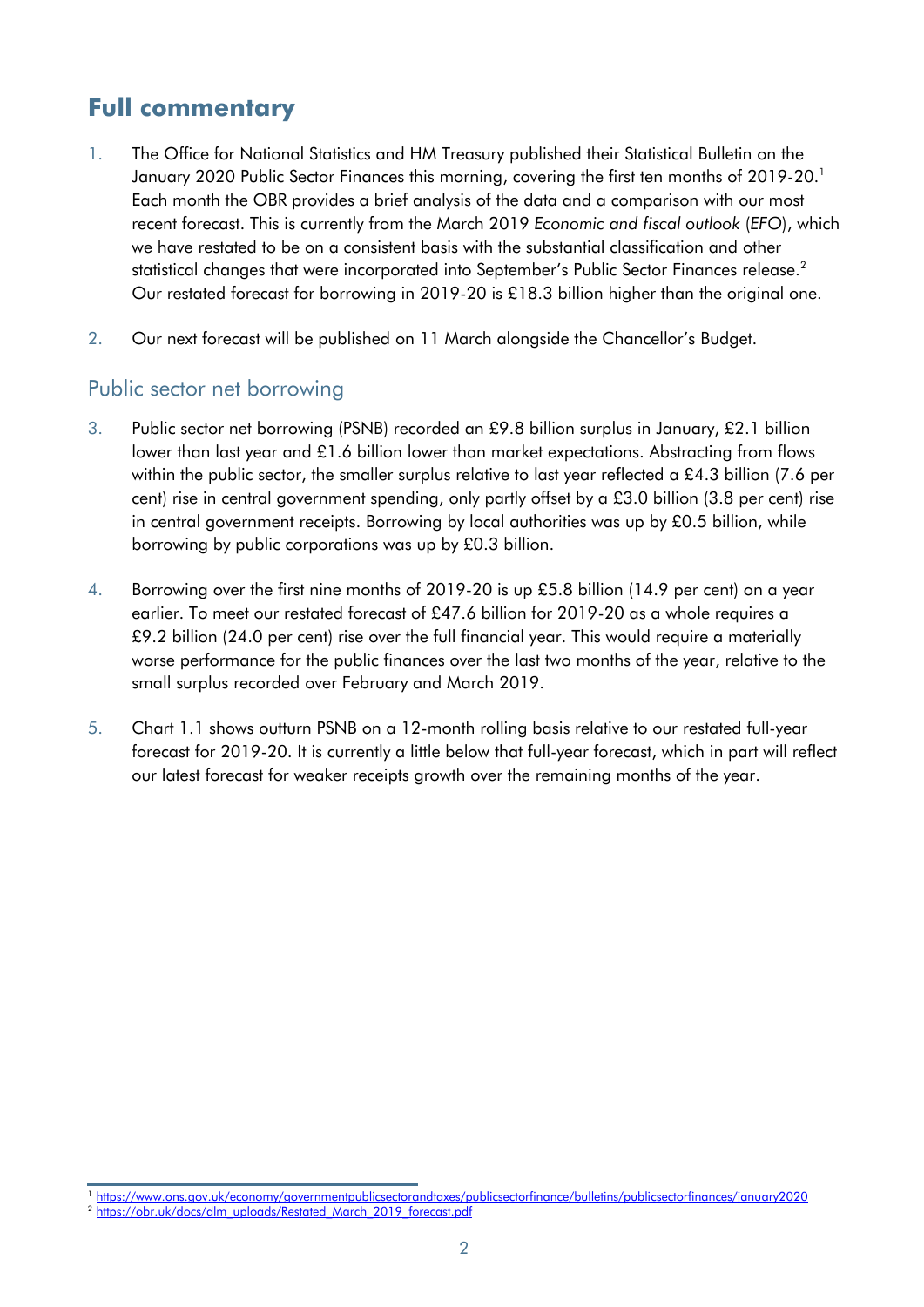## Full commentary

1. The Office for National Statistics and HM Treasury published their Statistical Bulletin on the January 2020 Public Sector Finances this morning, covering the first ten months of 2019-20.[1] Each month the OBR provides a brief analysis of the data and a comparison with our most recent forecast. This is currently from the March 2019 *Economic and fiscal outlook* (*EFO*), which we have restated to be on a consistent basis with the substantial classification and other statistical changes that were incorporated into September's Public Sector Finances release.[2] Our restated forecast for borrowing in 2019-20 is £18.3 billion higher than the original one.

2. Our next forecast will be published on 11 March alongside the Chancellor's Budget.

### Public sector net borrowing

3. Public sector net borrowing (PSNB) recorded an £9.8 billion surplus in January, £2.1 billion lower than last year and £1.6 billion lower than market expectations. Abstracting from flows within the public sector, the smaller surplus relative to last year reflected a £4.3 billion (7.6 per cent) rise in central government spending, only partly offset by a £3.0 billion (3.8 per cent) rise in central government receipts. Borrowing by local authorities was up by £0.5 billion, while borrowing by public corporations was up by £0.3 billion.

4. Borrowing over the first nine months of 2019-20 is up £5.8 billion (14.9 per cent) on a year earlier. To meet our restated forecast of £47.6 billion for 2019-20 as a whole requires a £9.2 billion (24.0 per cent) rise over the full financial year. This would require a materially worse performance for the public finances over the last two months of the year, relative to the small surplus recorded over February and March 2019.

5. Chart 1.1 shows outturn PSNB on a 12-month rolling basis relative to our restated full-year forecast for 2019-20. It is currently a little below that full-year forecast, which in part will reflect our latest forecast for weaker receipts growth over the remaining months of the year.

[1] https://www.ons.gov.uk/economy/governmentpublicsectorandtaxes/publicsectorfinance/bulletins/publicsectorfinances/january2020

[2] https://obr.uk/docs/dlm_uploads/Restated_March_2019_forecast.pdf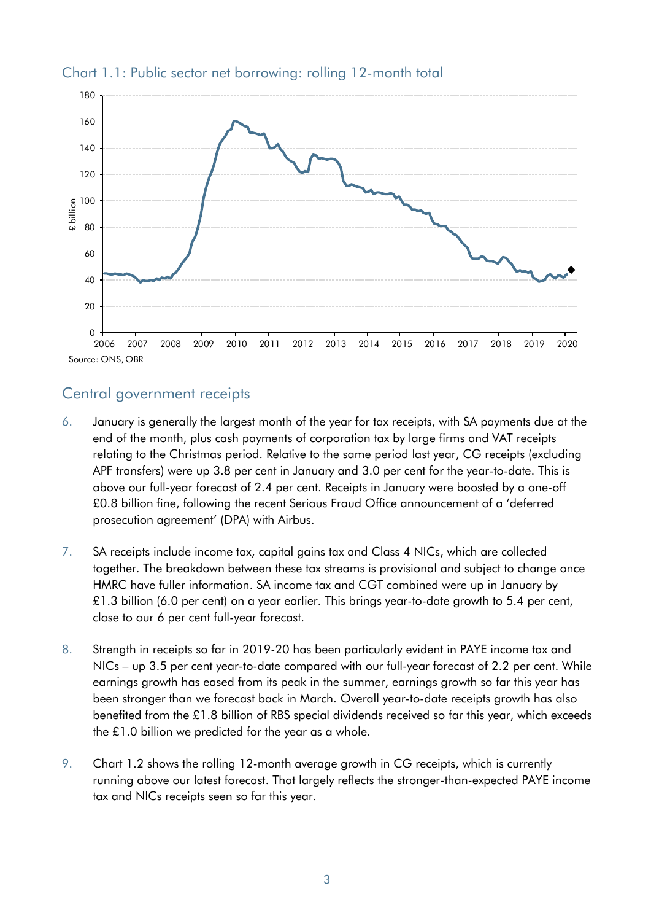Chart 1.1: Public sector net borrowing: rolling 12-month total

Source: ONS, OBR

## Central government receipts

6. January is generally the largest month of the year for tax receipts, with SA payments due at the end of the month, plus cash payments of corporation tax by large firms and VAT receipts relating to the Christmas period. Relative to the same period last year, CG receipts (excluding APF transfers) were up 3.8 per cent in January and 3.0 per cent for the year-to-date. This is above our full-year forecast of 2.4 per cent. Receipts in January were boosted by a one-off £0.8 billion fine, following the recent Serious Fraud Office announcement of a 'deferred prosecution agreement' (DPA) with Airbus.

7. SA receipts include income tax, capital gains tax and Class 4 NICs, which are collected together. The breakdown between these tax streams is provisional and subject to change once HMRC have fuller information. SA income tax and CGT combined were up in January by £1.3 billion (6.0 per cent) on a year earlier. This brings year-to-date growth to 5.4 per cent, close to our 6 per cent full-year forecast.

8. Strength in receipts so far in 2019-20 has been particularly evident in PAYE income tax and NICs – up 3.5 per cent year-to-date compared with our full-year forecast of 2.2 per cent. While earnings growth has eased from its peak in the summer, earnings growth so far this year has been stronger than we forecast back in March. Overall year-to-date receipts growth has also benefited from the £1.8 billion of RBS special dividends received so far this year, which exceeds the £1.0 billion we predicted for the year as a whole.

9. Chart 1.2 shows the rolling 12-month average growth in CG receipts, which is currently running above our latest forecast. That largely reflects the stronger-than-expected PAYE income tax and NICs receipts seen so far this year.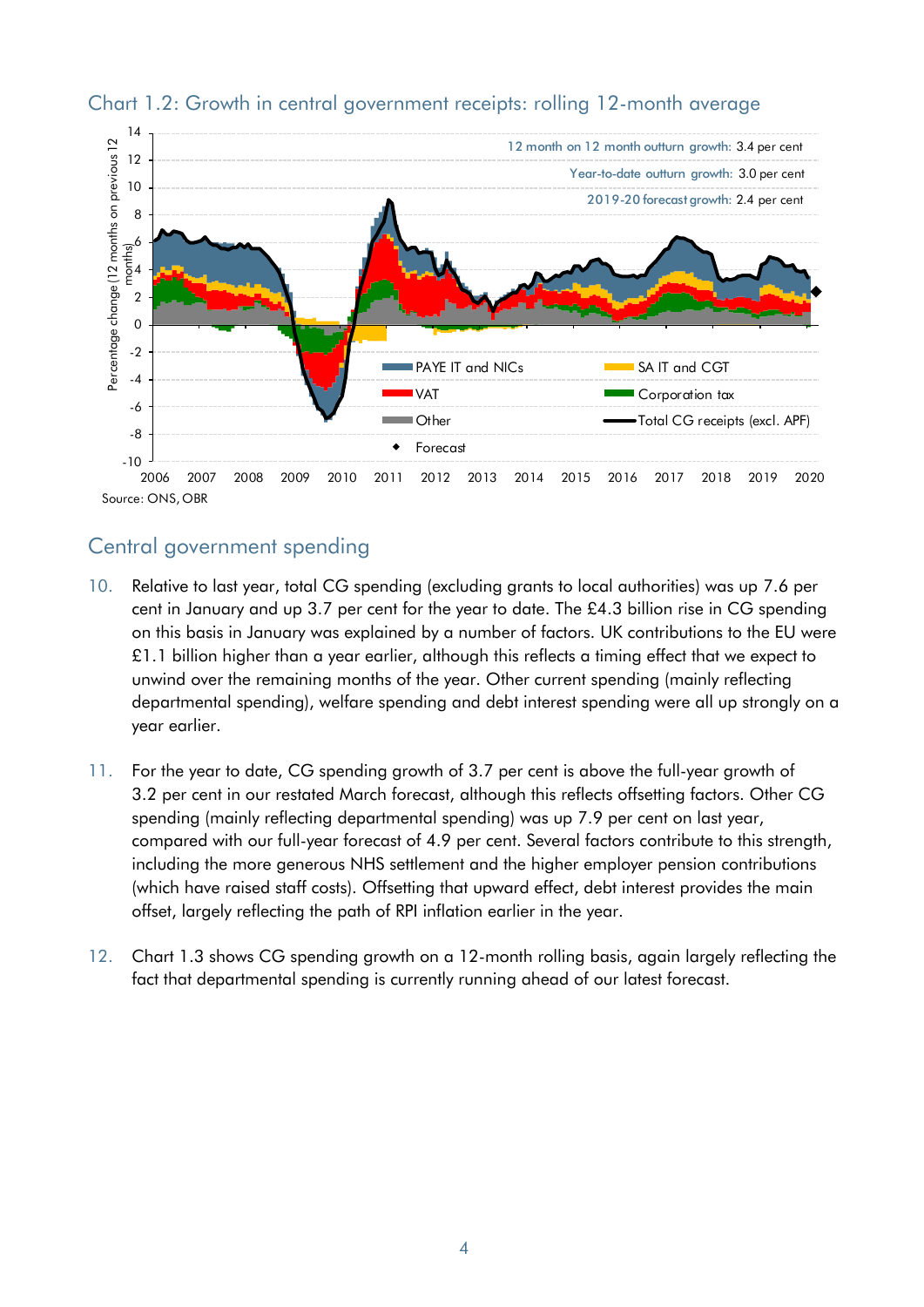Chart 1.2: Growth in central government receipts: rolling 12-month average

Source: ONS, OBR

## Central government spending

10. Relative to last year, total CG spending (excluding grants to local authorities) was up 7.6 per cent in January and up 3.7 per cent for the year to date. The £4.3 billion rise in CG spending on this basis in January was explained by a number of factors. UK contributions to the EU were £1.1 billion higher than a year earlier, although this reflects a timing effect that we expect to unwind over the remaining months of the year. Other current spending (mainly reflecting departmental spending), welfare spending and debt interest spending were all up strongly on a year earlier.

11. For the year to date, CG spending growth of 3.7 per cent is above the full-year growth of 3.2 per cent in our restated March forecast, although this reflects offsetting factors. Other CG spending (mainly reflecting departmental spending) was up 7.9 per cent on last year, compared with our full-year forecast of 4.9 per cent. Several factors contribute to this strength, including the more generous NHS settlement and the higher employer pension contributions (which have raised staff costs). Offsetting that upward effect, debt interest provides the main offset, largely reflecting the path of RPI inflation earlier in the year.

12. Chart 1.3 shows CG spending growth on a 12-month rolling basis, again largely reflecting the fact that departmental spending is currently running ahead of our latest forecast.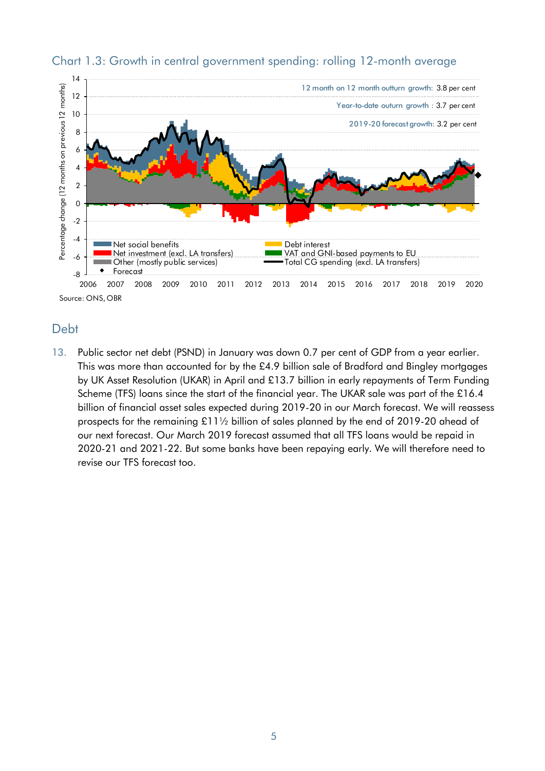Chart 1.3: Growth in central government spending: rolling 12-month average

Source: ONS, OBR

## Debt

13. Public sector net debt (PSND) in January was down 0.7 per cent of GDP from a year earlier. This was more than accounted for by the £4.9 billion sale of Bradford and Bingley mortgages by UK Asset Resolution (UKAR) in April and £13.7 billion in early repayments of Term Funding Scheme (TFS) loans since the start of the financial year. The UKAR sale was part of the £16.4 billion of financial asset sales expected during 2019-20 in our March forecast. We will reassess prospects for the remaining £11½ billion of sales planned by the end of 2019-20 ahead of our next forecast. Our March 2019 forecast assumed that all TFS loans would be repaid in 2020-21 and 2021-22. But some banks have been repaying early. We will therefore need to revise our TFS forecast too.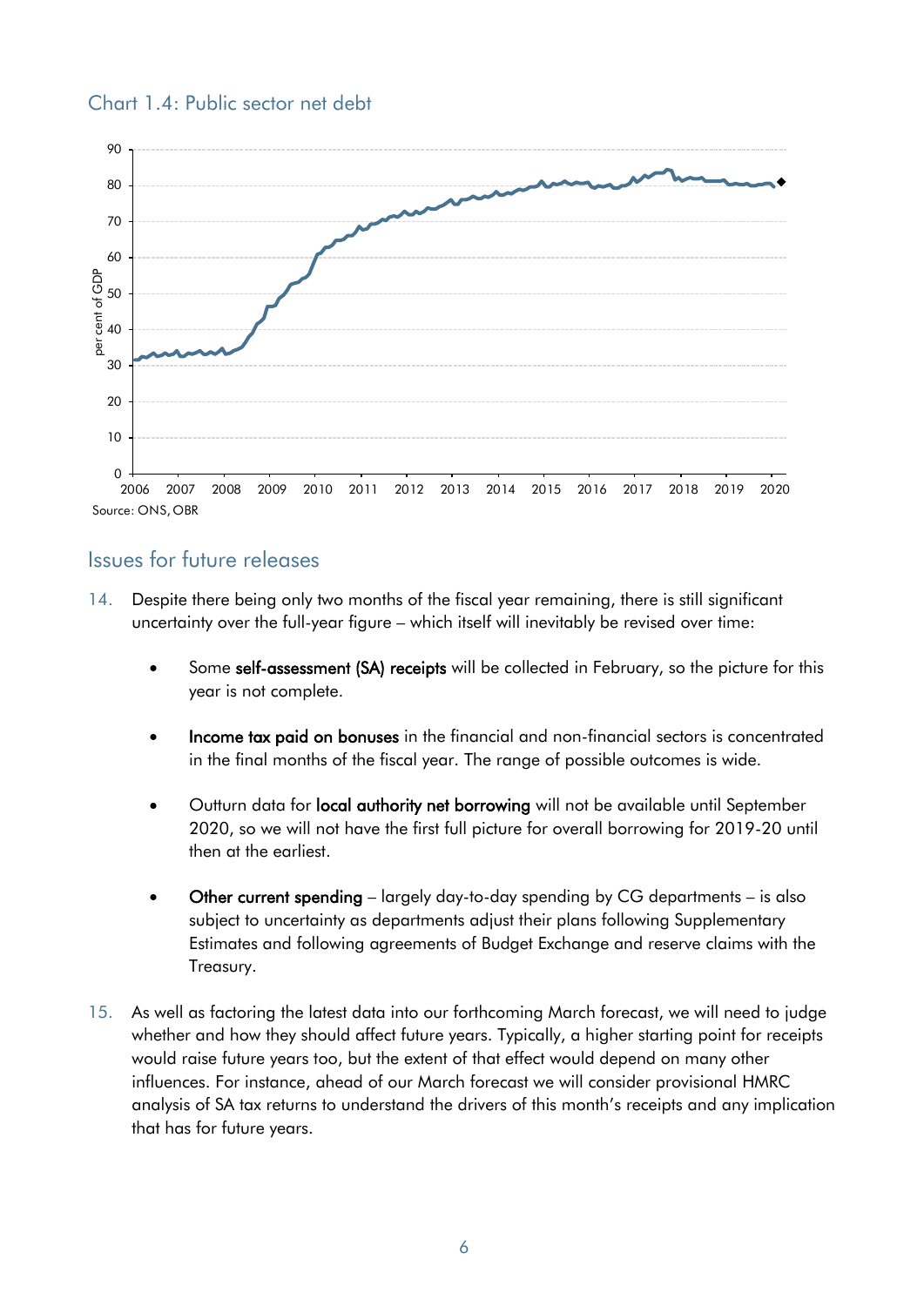Chart 1.4: Public sector net debt

Source: ONS, OBR

## Issues for future releases

14. Despite there being only two months of the fiscal year remaining, there is still significant uncertainty over the full-year figure – which itself will inevitably be revised over time:

    - Some **self-assessment (SA) receipts** will be collected in February, so the picture for this year is not complete.

    - **Income tax paid on bonuses** in the financial and non-financial sectors is concentrated in the final months of the fiscal year. The range of possible outcomes is wide.

    - Outturn data for **local authority net borrowing** will not be available until September 2020, so we will not have the first full picture for overall borrowing for 2019-20 until then at the earliest.

    - **Other current spending** – largely day-to-day spending by CG departments – is also subject to uncertainty as departments adjust their plans following Supplementary Estimates and following agreements of Budget Exchange and reserve claims with the Treasury.

15. As well as factoring the latest data into our forthcoming March forecast, we will need to judge whether and how they should affect future years. Typically, a higher starting point for receipts would raise future years too, but the extent of that effect would depend on many other influences. For instance, ahead of our March forecast we will consider provisional HMRC analysis of SA tax returns to understand the drivers of this month's receipts and any implication that has for future years.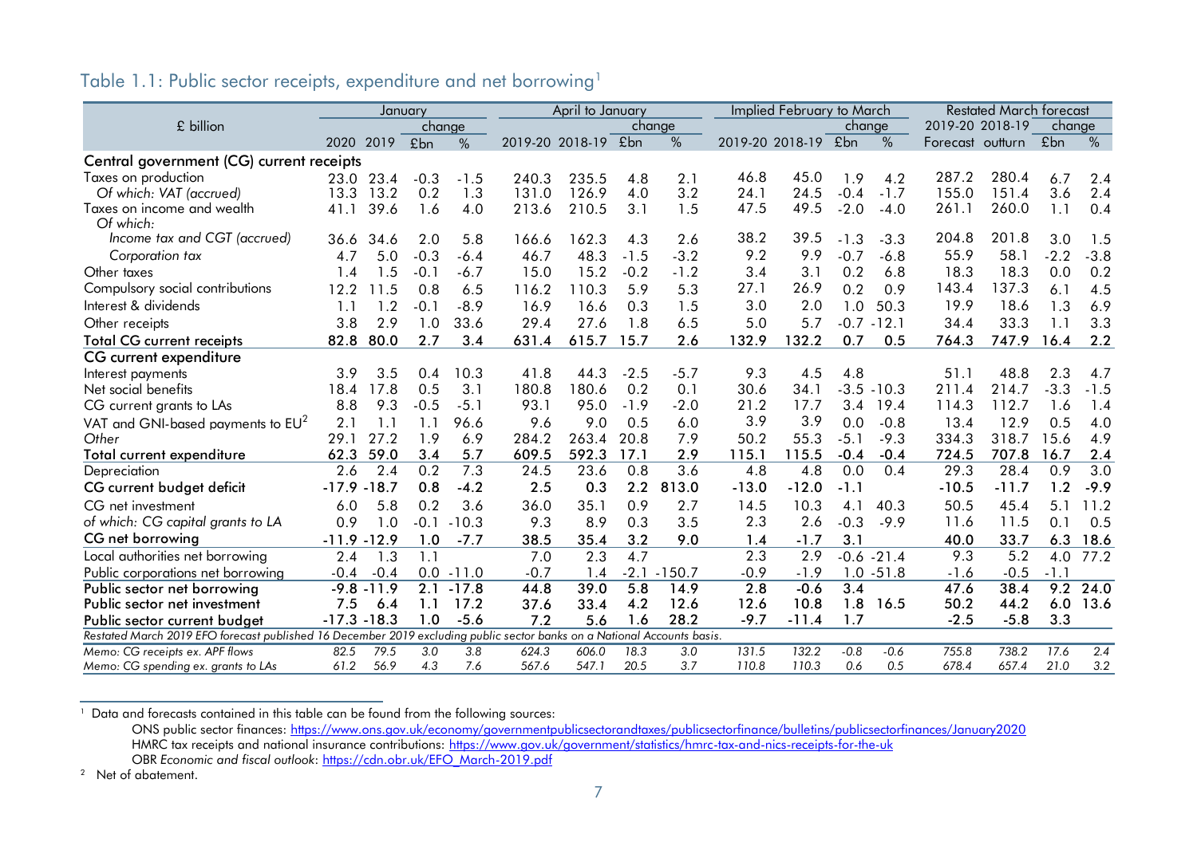## Table 1.1: Public sector receipts, expenditure and net borrowing[1]

| £ billion | January | | | | April to January | | | | Implied February to March | | | | Restated March forecast | | | |
|---|---|---|---|---|---|---|---|---|---|---|---|---|---|---|---|---|
| | | | change | | | | change | | | | change | | 2019-20 | 2018-19 | change | |
| | 2020 | 2019 | £bn | % | 2019-20 | 2018-19 | £bn | % | 2019-20 | 2018-19 | £bn | % | Forecast | outturn | £bn | % |
| **Central government (CG) current receipts** | | | | | | | | | | | | | | | | |
| Taxes on production | 23.0 | 23.4 | -0.3 | -1.5 | 240.3 | 235.5 | 4.8 | 2.1 | 46.8 | 45.0 | 1.9 | 4.2 | 287.2 | 280.4 | 6.7 | 2.4 |
| *Of which: VAT (accrued)* | 13.3 | 13.2 | 0.2 | 1.3 | 131.0 | 126.9 | 4.0 | 3.2 | 24.1 | 24.5 | -0.4 | -1.7 | 155.0 | 151.4 | 3.6 | 2.4 |
| Taxes on income and wealth | 41.1 | 39.6 | 1.6 | 4.0 | 213.6 | 210.5 | 3.1 | 1.5 | 47.5 | 49.5 | -2.0 | -4.0 | 261.1 | 260.0 | 1.1 | 0.4 |
| *Of which:* | | | | | | | | | | | | | | | | |
| *Income tax and CGT (accrued)* | 36.6 | 34.6 | 2.0 | 5.8 | 166.6 | 162.3 | 4.3 | 2.6 | 38.2 | 39.5 | -1.3 | -3.3 | 204.8 | 201.8 | 3.0 | 1.5 |
| *Corporation tax* | 4.7 | 5.0 | -0.3 | -6.4 | 46.7 | 48.3 | -1.5 | -3.2 | 9.2 | 9.9 | -0.7 | -6.8 | 55.9 | 58.1 | -2.2 | -3.8 |
| Other taxes | 1.4 | 1.5 | -0.1 | -6.7 | 15.0 | 15.2 | -0.2 | -1.2 | 3.4 | 3.1 | 0.2 | 6.8 | 18.3 | 18.3 | 0.0 | 0.2 |
| Compulsory social contributions | 12.2 | 11.5 | 0.8 | 6.5 | 116.2 | 110.3 | 5.9 | 5.3 | 27.1 | 26.9 | 0.2 | 0.9 | 143.4 | 137.3 | 6.1 | 4.5 |
| Interest & dividends | 1.1 | 1.2 | -0.1 | -8.9 | 16.9 | 16.6 | 0.3 | 1.5 | 3.0 | 2.0 | 1.0 | 50.3 | 19.9 | 18.6 | 1.3 | 6.9 |
| Other receipts | 3.8 | 2.9 | 1.0 | 33.6 | 29.4 | 27.6 | 1.8 | 6.5 | 5.0 | 5.7 | -0.7 | -12.1 | 34.4 | 33.3 | 1.1 | 3.3 |
| **Total CG current receipts** | **82.8** | **80.0** | **2.7** | **3.4** | **631.4** | **615.7** | **15.7** | **2.6** | **132.9** | **132.2** | **0.7** | **0.5** | **764.3** | **747.9** | **16.4** | **2.2** |
| **CG current expenditure** | | | | | | | | | | | | | | | | |
| Interest payments | 3.9 | 3.5 | 0.4 | 10.3 | 41.8 | 44.3 | -2.5 | -5.7 | 9.3 | 4.5 | 4.8 | | 51.1 | 48.8 | 2.3 | 4.7 |
| Net social benefits | 18.4 | 17.8 | 0.5 | 3.1 | 180.8 | 180.6 | 0.2 | 0.1 | 30.6 | 34.1 | -3.5 | -10.3 | 211.4 | 214.7 | -3.3 | -1.5 |
| CG current grants to LAs | 8.8 | 9.3 | -0.5 | -5.1 | 93.1 | 95.0 | -1.9 | -2.0 | 21.2 | 17.7 | 3.4 | 19.4 | 114.3 | 112.7 | 1.6 | 1.4 |
| VAT and GNI-based payments to EU[2] | 2.1 | 1.1 | 1.1 | 96.6 | 9.6 | 9.0 | 0.5 | 6.0 | 3.9 | 3.9 | 0.0 | -0.8 | 13.4 | 12.9 | 0.5 | 4.0 |
| *Other* | 29.1 | 27.2 | 1.9 | 6.9 | 284.2 | 263.4 | 20.8 | 7.9 | 50.2 | 55.3 | -5.1 | -9.3 | 334.3 | 318.7 | 15.6 | 4.9 |
| **Total current expenditure** | **62.3** | **59.0** | **3.4** | **5.7** | **609.5** | **592.3** | **17.1** | **2.9** | **115.1** | **115.5** | **-0.4** | **-0.4** | **724.5** | **707.8** | **16.7** | **2.4** |
| Depreciation | 2.6 | 2.4 | 0.2 | 7.3 | 24.5 | 23.6 | 0.8 | 3.6 | 4.8 | 4.8 | 0.0 | 0.4 | 29.3 | 28.4 | 0.9 | 3.0 |
| **CG current budget deficit** | **-17.9** | **-18.7** | **0.8** | **-4.2** | **2.5** | **0.3** | **2.2** | **813.0** | **-13.0** | **-12.0** | **-1.1** | | **-10.5** | **-11.7** | **1.2** | **-9.9** |
| CG net investment | 6.0 | 5.8 | 0.2 | 3.6 | 36.0 | 35.1 | 0.9 | 2.7 | 14.5 | 10.3 | 4.1 | 40.3 | 50.5 | 45.4 | 5.1 | 11.2 |
| *of which: CG capital grants to LA* | 0.9 | 1.0 | -0.1 | -10.3 | 9.3 | 8.9 | 0.3 | 3.5 | 2.3 | 2.6 | -0.3 | -9.9 | 11.6 | 11.5 | 0.1 | 0.5 |
| **CG net borrowing** | **-11.9** | **-12.9** | **1.0** | **-7.7** | **38.5** | **35.4** | **3.2** | **9.0** | **1.4** | **-1.7** | **3.1** | | **40.0** | **33.7** | **6.3** | **18.6** |
| Local authorities net borrowing | 2.4 | 1.3 | 1.1 | | 7.0 | 2.3 | 4.7 | | 2.3 | 2.9 | -0.6 | -21.4 | 9.3 | 5.2 | 4.0 | 77.2 |
| Public corporations net borrowing | -0.4 | -0.4 | 0.0 | -11.0 | -0.7 | 1.4 | -2.1 | -150.7 | -0.9 | -1.9 | 1.0 | -51.8 | -1.6 | -0.5 | -1.1 | |
| **Public sector net borrowing** | **-9.8** | **-11.9** | **2.1** | **-17.8** | **44.8** | **39.0** | **5.8** | **14.9** | **2.8** | **-0.6** | **3.4** | | **47.6** | **38.4** | **9.2** | **24.0** |
| **Public sector net investment** | **7.5** | **6.4** | **1.1** | **17.2** | **37.6** | **33.4** | **4.2** | **12.6** | **12.6** | **10.8** | **1.8** | **16.5** | **50.2** | **44.2** | **6.0** | **13.6** |
| **Public sector current budget** | **-17.3** | **-18.3** | **1.0** | **-5.6** | **7.2** | **5.6** | **1.6** | **28.2** | **-9.7** | **-11.4** | **1.7** | | **-2.5** | **-5.8** | **3.3** | |
| *Restated March 2019 EFO forecast published 16 December 2019 excluding public sector banks on a National Accounts basis.* | | | | | | | | | | | | | | | | |
| *Memo: CG receipts ex. APF flows* | *82.5* | *79.5* | *3.0* | *3.8* | *624.3* | *606.0* | *18.3* | *3.0* | *131.5* | *132.2* | *-0.8* | *-0.6* | *755.8* | *738.2* | *17.6* | *2.4* |
| *Memo: CG spending ex. grants to LAs* | *61.2* | *56.9* | *4.3* | *7.6* | *567.6* | *547.1* | *20.5* | *3.7* | *110.8* | *110.3* | *0.6* | *0.5* | *678.4* | *657.4* | *21.0* | *3.2* |

[1] Data and forecasts contained in this table can be found from the following sources:

ONS public sector finances: https://www.ons.gov.uk/economy/governmentpublicsectorandtaxes/publicsectorfinance/bulletins/publicsectorfinances/January2020
HMRC tax receipts and national insurance contributions: https://www.gov.uk/government/statistics/hmrc-tax-and-nics-receipts-for-the-uk
OBR *Economic and fiscal outlook*: https://cdn.obr.uk/EFO_March-2019.pdf

[2] Net of abatement.